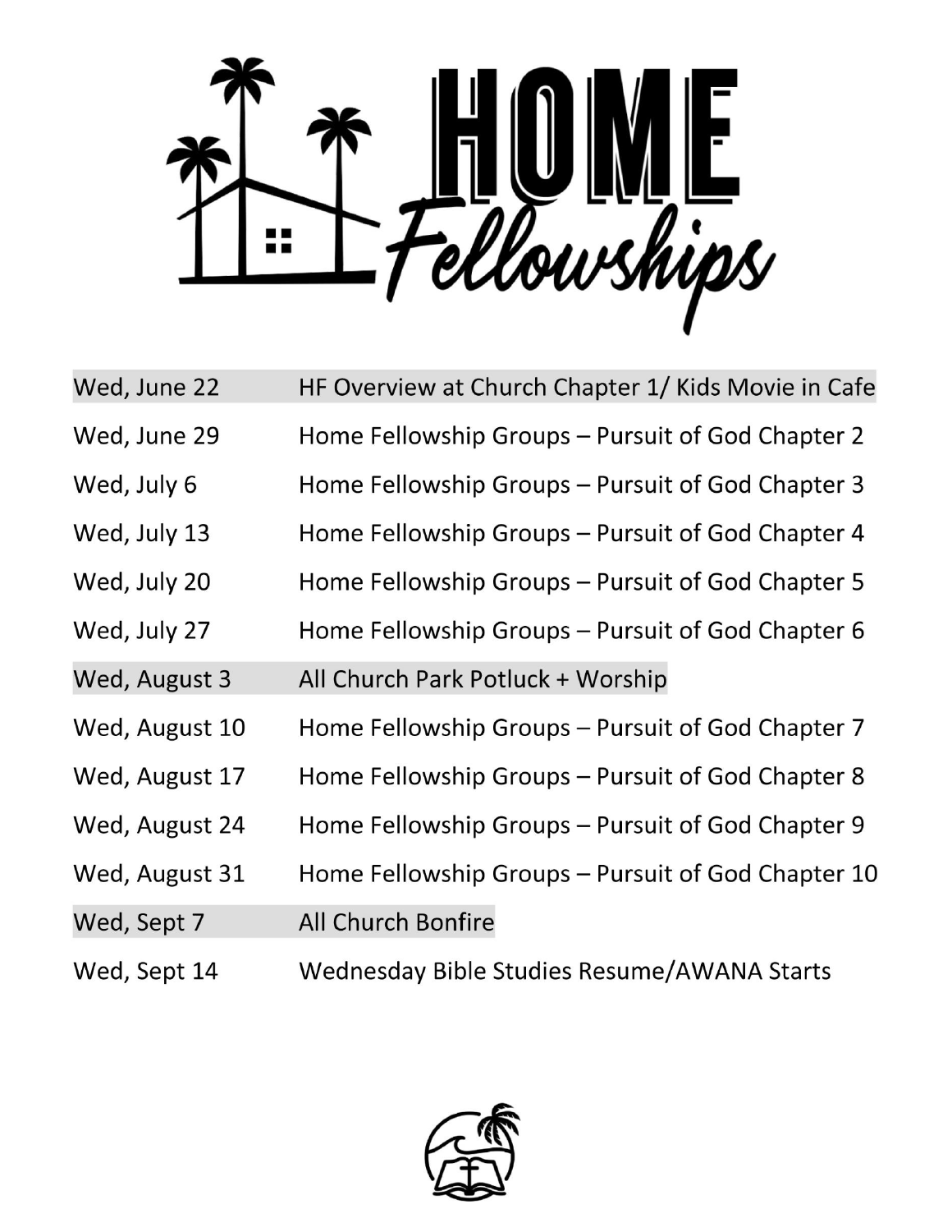# HOME Fellowships

| | |
|---|---|
| Wed, June 22 | HF Overview at Church Chapter 1/ Kids Movie in Cafe |
| Wed, June 29 | Home Fellowship Groups – Pursuit of God Chapter 2 |
| Wed, July 6 | Home Fellowship Groups – Pursuit of God Chapter 3 |
| Wed, July 13 | Home Fellowship Groups – Pursuit of God Chapter 4 |
| Wed, July 20 | Home Fellowship Groups – Pursuit of God Chapter 5 |
| Wed, July 27 | Home Fellowship Groups – Pursuit of God Chapter 6 |
| Wed, August 3 | All Church Park Potluck + Worship |
| Wed, August 10 | Home Fellowship Groups – Pursuit of God Chapter 7 |
| Wed, August 17 | Home Fellowship Groups – Pursuit of God Chapter 8 |
| Wed, August 24 | Home Fellowship Groups – Pursuit of God Chapter 9 |
| Wed, August 31 | Home Fellowship Groups – Pursuit of God Chapter 10 |
| Wed, Sept 7 | All Church Bonfire |
| Wed, Sept 14 | Wednesday Bible Studies Resume/AWANA Starts |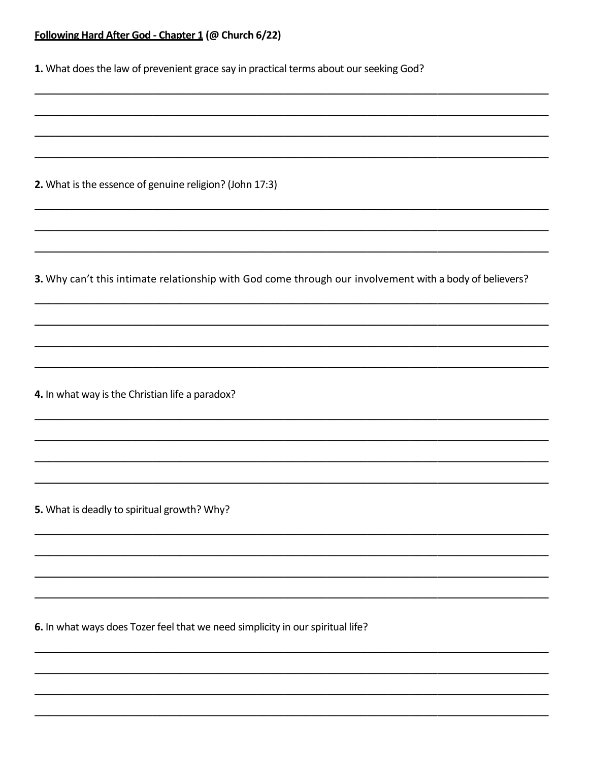**<u>Following Hard After God - Chapter 1</u> (@ Church 6/22)**

**1.** What does the law of prevenient grace say in practical terms about our seeking God?

______________________________________________________________________________

______________________________________________________________________________

______________________________________________________________________________

______________________________________________________________________________

**2.** What is the essence of genuine religion? (John 17:3)

______________________________________________________________________________

______________________________________________________________________________

______________________________________________________________________________

**3.** Why can't this intimate relationship with God come through our involvement with a body of believers?

______________________________________________________________________________

______________________________________________________________________________

______________________________________________________________________________

______________________________________________________________________________

**4.** In what way is the Christian life a paradox?

______________________________________________________________________________

______________________________________________________________________________

______________________________________________________________________________

______________________________________________________________________________

**5.** What is deadly to spiritual growth? Why?

______________________________________________________________________________

______________________________________________________________________________

______________________________________________________________________________

______________________________________________________________________________

**6.** In what ways does Tozer feel that we need simplicity in our spiritual life?

______________________________________________________________________________

______________________________________________________________________________

______________________________________________________________________________

______________________________________________________________________________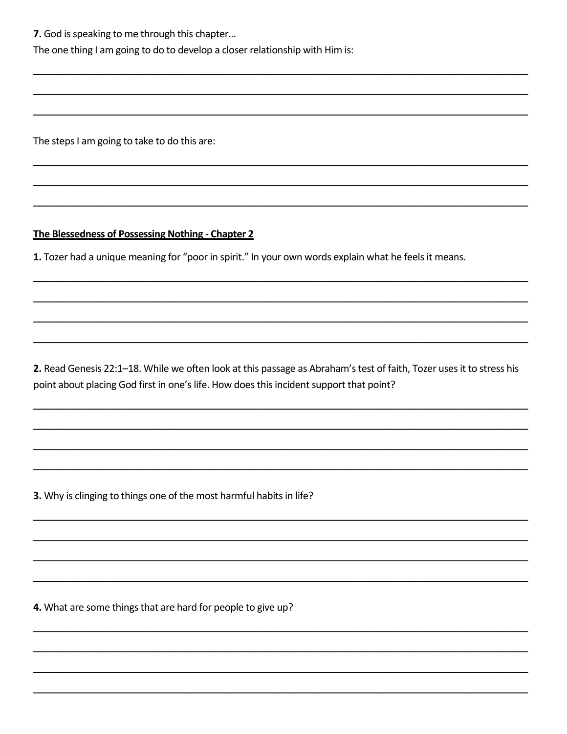**7.** God is speaking to me through this chapter…

The one thing I am going to do to develop a closer relationship with Him is:

\_\_\_\_\_\_\_\_\_\_\_\_\_\_\_\_\_\_\_\_\_\_\_\_\_\_\_\_\_\_\_\_\_\_\_\_\_\_\_\_\_\_\_\_\_\_\_\_\_\_\_\_\_\_\_\_\_\_\_\_\_\_\_\_\_\_\_\_\_\_\_\_

\_\_\_\_\_\_\_\_\_\_\_\_\_\_\_\_\_\_\_\_\_\_\_\_\_\_\_\_\_\_\_\_\_\_\_\_\_\_\_\_\_\_\_\_\_\_\_\_\_\_\_\_\_\_\_\_\_\_\_\_\_\_\_\_\_\_\_\_\_\_\_\_

\_\_\_\_\_\_\_\_\_\_\_\_\_\_\_\_\_\_\_\_\_\_\_\_\_\_\_\_\_\_\_\_\_\_\_\_\_\_\_\_\_\_\_\_\_\_\_\_\_\_\_\_\_\_\_\_\_\_\_\_\_\_\_\_\_\_\_\_\_\_\_\_

The steps I am going to take to do this are:

\_\_\_\_\_\_\_\_\_\_\_\_\_\_\_\_\_\_\_\_\_\_\_\_\_\_\_\_\_\_\_\_\_\_\_\_\_\_\_\_\_\_\_\_\_\_\_\_\_\_\_\_\_\_\_\_\_\_\_\_\_\_\_\_\_\_\_\_\_\_\_\_

\_\_\_\_\_\_\_\_\_\_\_\_\_\_\_\_\_\_\_\_\_\_\_\_\_\_\_\_\_\_\_\_\_\_\_\_\_\_\_\_\_\_\_\_\_\_\_\_\_\_\_\_\_\_\_\_\_\_\_\_\_\_\_\_\_\_\_\_\_\_\_\_

\_\_\_\_\_\_\_\_\_\_\_\_\_\_\_\_\_\_\_\_\_\_\_\_\_\_\_\_\_\_\_\_\_\_\_\_\_\_\_\_\_\_\_\_\_\_\_\_\_\_\_\_\_\_\_\_\_\_\_\_\_\_\_\_\_\_\_\_\_\_\_\_

## The Blessedness of Possessing Nothing - Chapter 2

**1.** Tozer had a unique meaning for "poor in spirit." In your own words explain what he feels it means.

\_\_\_\_\_\_\_\_\_\_\_\_\_\_\_\_\_\_\_\_\_\_\_\_\_\_\_\_\_\_\_\_\_\_\_\_\_\_\_\_\_\_\_\_\_\_\_\_\_\_\_\_\_\_\_\_\_\_\_\_\_\_\_\_\_\_\_\_\_\_\_\_

\_\_\_\_\_\_\_\_\_\_\_\_\_\_\_\_\_\_\_\_\_\_\_\_\_\_\_\_\_\_\_\_\_\_\_\_\_\_\_\_\_\_\_\_\_\_\_\_\_\_\_\_\_\_\_\_\_\_\_\_\_\_\_\_\_\_\_\_\_\_\_\_

\_\_\_\_\_\_\_\_\_\_\_\_\_\_\_\_\_\_\_\_\_\_\_\_\_\_\_\_\_\_\_\_\_\_\_\_\_\_\_\_\_\_\_\_\_\_\_\_\_\_\_\_\_\_\_\_\_\_\_\_\_\_\_\_\_\_\_\_\_\_\_\_

\_\_\_\_\_\_\_\_\_\_\_\_\_\_\_\_\_\_\_\_\_\_\_\_\_\_\_\_\_\_\_\_\_\_\_\_\_\_\_\_\_\_\_\_\_\_\_\_\_\_\_\_\_\_\_\_\_\_\_\_\_\_\_\_\_\_\_\_\_\_\_\_

**2.** Read Genesis 22:1–18. While we often look at this passage as Abraham's test of faith, Tozer uses it to stress his point about placing God first in one's life. How does this incident support that point?

\_\_\_\_\_\_\_\_\_\_\_\_\_\_\_\_\_\_\_\_\_\_\_\_\_\_\_\_\_\_\_\_\_\_\_\_\_\_\_\_\_\_\_\_\_\_\_\_\_\_\_\_\_\_\_\_\_\_\_\_\_\_\_\_\_\_\_\_\_\_\_\_

\_\_\_\_\_\_\_\_\_\_\_\_\_\_\_\_\_\_\_\_\_\_\_\_\_\_\_\_\_\_\_\_\_\_\_\_\_\_\_\_\_\_\_\_\_\_\_\_\_\_\_\_\_\_\_\_\_\_\_\_\_\_\_\_\_\_\_\_\_\_\_\_

\_\_\_\_\_\_\_\_\_\_\_\_\_\_\_\_\_\_\_\_\_\_\_\_\_\_\_\_\_\_\_\_\_\_\_\_\_\_\_\_\_\_\_\_\_\_\_\_\_\_\_\_\_\_\_\_\_\_\_\_\_\_\_\_\_\_\_\_\_\_\_\_

\_\_\_\_\_\_\_\_\_\_\_\_\_\_\_\_\_\_\_\_\_\_\_\_\_\_\_\_\_\_\_\_\_\_\_\_\_\_\_\_\_\_\_\_\_\_\_\_\_\_\_\_\_\_\_\_\_\_\_\_\_\_\_\_\_\_\_\_\_\_\_\_

**3.** Why is clinging to things one of the most harmful habits in life?

\_\_\_\_\_\_\_\_\_\_\_\_\_\_\_\_\_\_\_\_\_\_\_\_\_\_\_\_\_\_\_\_\_\_\_\_\_\_\_\_\_\_\_\_\_\_\_\_\_\_\_\_\_\_\_\_\_\_\_\_\_\_\_\_\_\_\_\_\_\_\_\_

\_\_\_\_\_\_\_\_\_\_\_\_\_\_\_\_\_\_\_\_\_\_\_\_\_\_\_\_\_\_\_\_\_\_\_\_\_\_\_\_\_\_\_\_\_\_\_\_\_\_\_\_\_\_\_\_\_\_\_\_\_\_\_\_\_\_\_\_\_\_\_\_

\_\_\_\_\_\_\_\_\_\_\_\_\_\_\_\_\_\_\_\_\_\_\_\_\_\_\_\_\_\_\_\_\_\_\_\_\_\_\_\_\_\_\_\_\_\_\_\_\_\_\_\_\_\_\_\_\_\_\_\_\_\_\_\_\_\_\_\_\_\_\_\_

\_\_\_\_\_\_\_\_\_\_\_\_\_\_\_\_\_\_\_\_\_\_\_\_\_\_\_\_\_\_\_\_\_\_\_\_\_\_\_\_\_\_\_\_\_\_\_\_\_\_\_\_\_\_\_\_\_\_\_\_\_\_\_\_\_\_\_\_\_\_\_\_

**4.** What are some things that are hard for people to give up?

\_\_\_\_\_\_\_\_\_\_\_\_\_\_\_\_\_\_\_\_\_\_\_\_\_\_\_\_\_\_\_\_\_\_\_\_\_\_\_\_\_\_\_\_\_\_\_\_\_\_\_\_\_\_\_\_\_\_\_\_\_\_\_\_\_\_\_\_\_\_\_\_

\_\_\_\_\_\_\_\_\_\_\_\_\_\_\_\_\_\_\_\_\_\_\_\_\_\_\_\_\_\_\_\_\_\_\_\_\_\_\_\_\_\_\_\_\_\_\_\_\_\_\_\_\_\_\_\_\_\_\_\_\_\_\_\_\_\_\_\_\_\_\_\_

\_\_\_\_\_\_\_\_\_\_\_\_\_\_\_\_\_\_\_\_\_\_\_\_\_\_\_\_\_\_\_\_\_\_\_\_\_\_\_\_\_\_\_\_\_\_\_\_\_\_\_\_\_\_\_\_\_\_\_\_\_\_\_\_\_\_\_\_\_\_\_\_

\_\_\_\_\_\_\_\_\_\_\_\_\_\_\_\_\_\_\_\_\_\_\_\_\_\_\_\_\_\_\_\_\_\_\_\_\_\_\_\_\_\_\_\_\_\_\_\_\_\_\_\_\_\_\_\_\_\_\_\_\_\_\_\_\_\_\_\_\_\_\_\_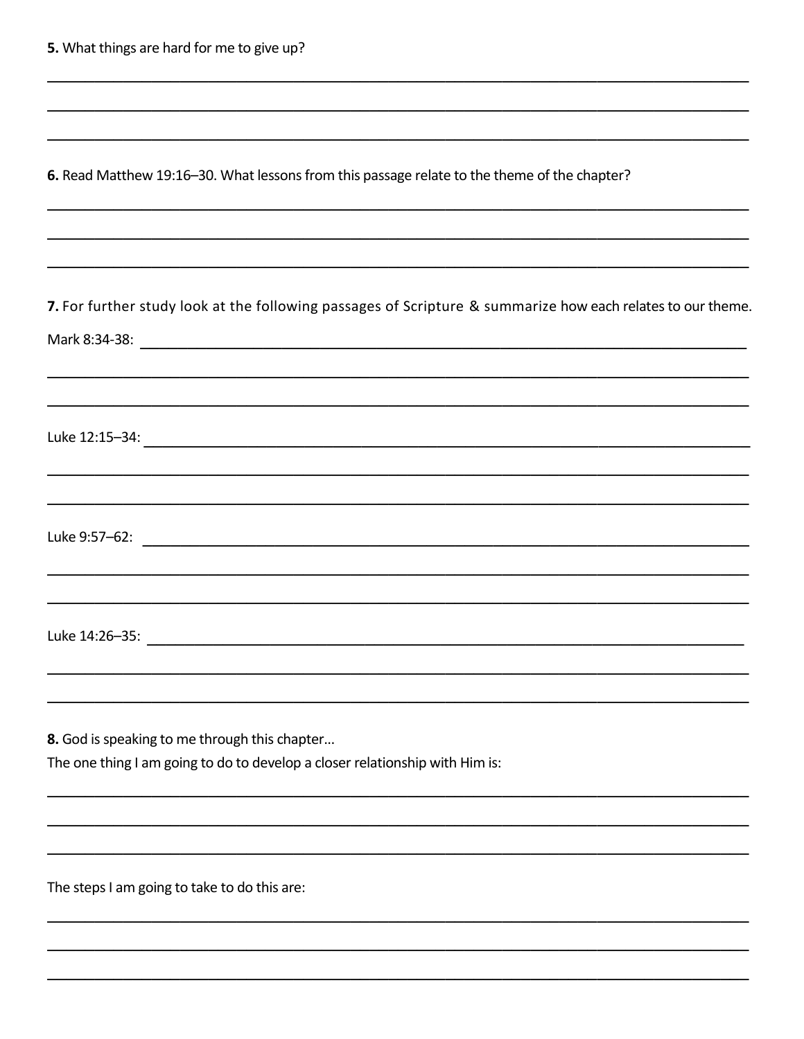**5.** What things are hard for me to give up?

**6.** Read Matthew 19:16–30. What lessons from this passage relate to the theme of the chapter?

**7.** For further study look at the following passages of Scripture & summarize how each relates to our theme.

Mark 8:34-38:

Luke 12:15–34:

Luke 9:57–62:

Luke 14:26–35:

**8.** God is speaking to me through this chapter…
The one thing I am going to do to develop a closer relationship with Him is:

The steps I am going to take to do this are: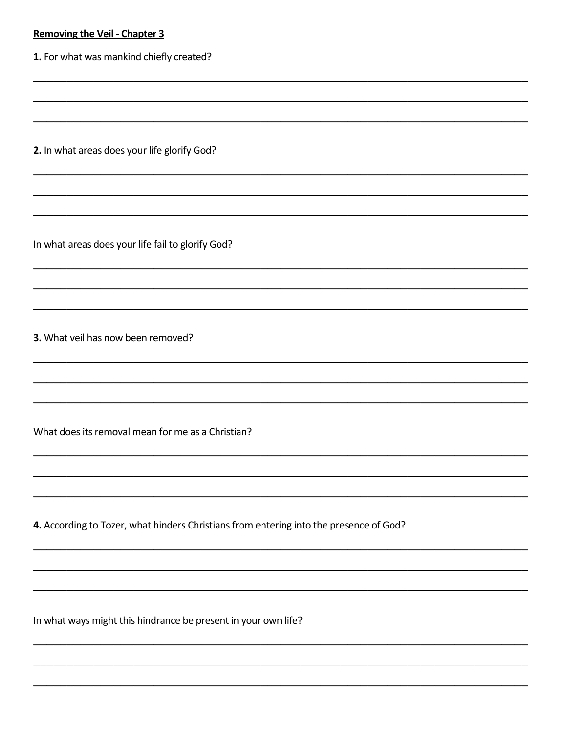**Removing the Veil - Chapter 3**

**1.** For what was mankind chiefly created?

**2.** In what areas does your life glorify God?

In what areas does your life fail to glorify God?

**3.** What veil has now been removed?

What does its removal mean for me as a Christian?

**4.** According to Tozer, what hinders Christians from entering into the presence of God?

In what ways might this hindrance be present in your own life?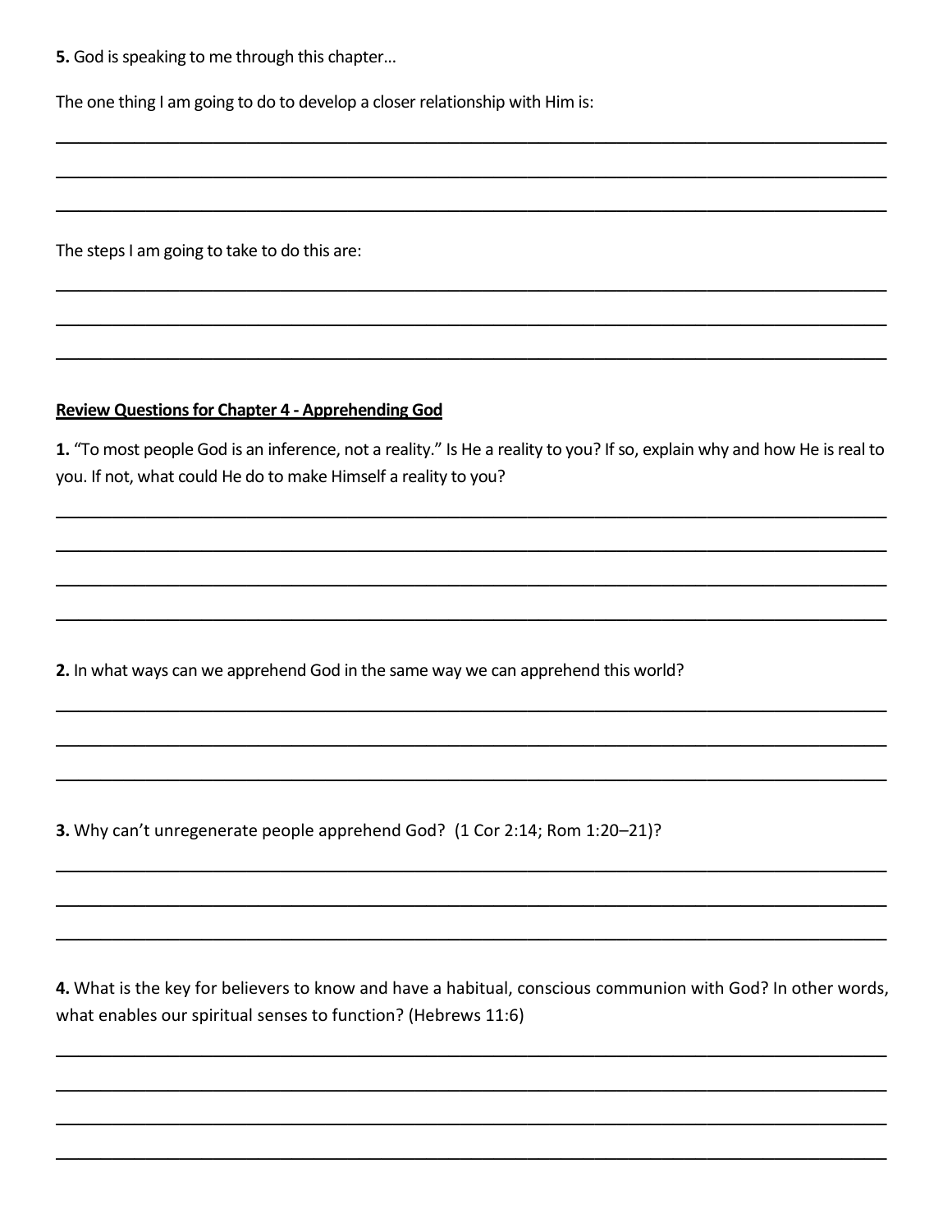**5.** God is speaking to me through this chapter…

The one thing I am going to do to develop a closer relationship with Him is:

___

___

___

The steps I am going to take to do this are:

___

___

___

**Review Questions for Chapter 4 - Apprehending God**

**1.** "To most people God is an inference, not a reality." Is He a reality to you? If so, explain why and how He is real to you. If not, what could He do to make Himself a reality to you?

___

___

___

___

**2.** In what ways can we apprehend God in the same way we can apprehend this world?

___

___

___

**3.** Why can't unregenerate people apprehend God? (1 Cor 2:14; Rom 1:20–21)?

___

___

___

**4.** What is the key for believers to know and have a habitual, conscious communion with God? In other words, what enables our spiritual senses to function? (Hebrews 11:6)

___

___

___

___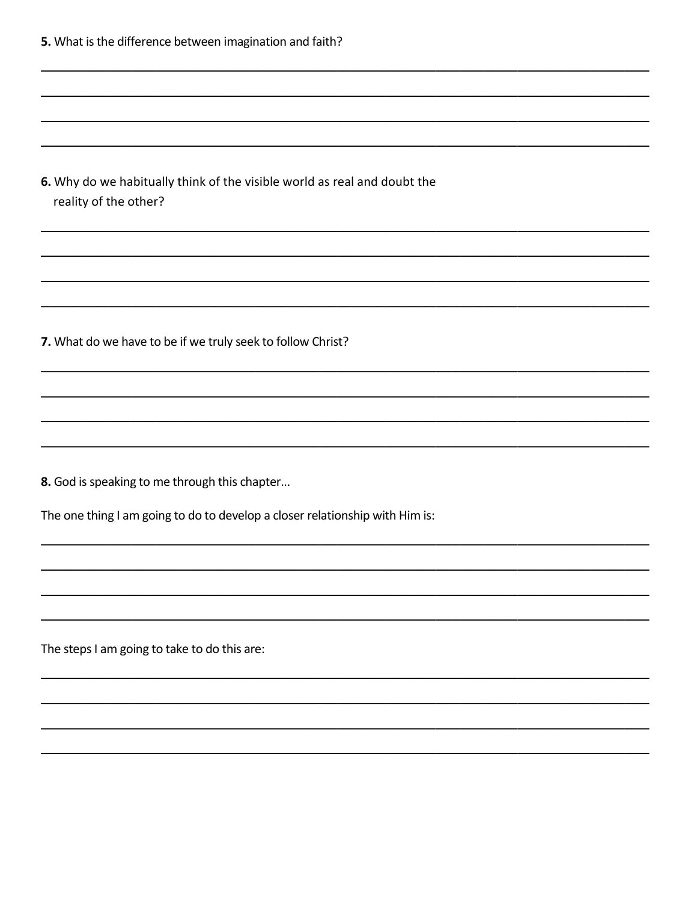**5.** What is the difference between imagination and faith?

\_\_\_\_\_\_\_\_\_\_\_\_\_\_\_\_\_\_\_\_\_\_\_\_\_\_\_\_\_\_\_\_\_\_\_\_\_\_\_\_\_\_\_\_\_\_\_\_\_\_\_\_\_\_\_\_\_\_\_\_\_\_\_\_\_\_\_\_\_\_\_\_\_\_\_\_

\_\_\_\_\_\_\_\_\_\_\_\_\_\_\_\_\_\_\_\_\_\_\_\_\_\_\_\_\_\_\_\_\_\_\_\_\_\_\_\_\_\_\_\_\_\_\_\_\_\_\_\_\_\_\_\_\_\_\_\_\_\_\_\_\_\_\_\_\_\_\_\_\_\_\_\_

\_\_\_\_\_\_\_\_\_\_\_\_\_\_\_\_\_\_\_\_\_\_\_\_\_\_\_\_\_\_\_\_\_\_\_\_\_\_\_\_\_\_\_\_\_\_\_\_\_\_\_\_\_\_\_\_\_\_\_\_\_\_\_\_\_\_\_\_\_\_\_\_\_\_\_\_

\_\_\_\_\_\_\_\_\_\_\_\_\_\_\_\_\_\_\_\_\_\_\_\_\_\_\_\_\_\_\_\_\_\_\_\_\_\_\_\_\_\_\_\_\_\_\_\_\_\_\_\_\_\_\_\_\_\_\_\_\_\_\_\_\_\_\_\_\_\_\_\_\_\_\_\_

**6.** Why do we habitually think of the visible world as real and doubt the reality of the other?

\_\_\_\_\_\_\_\_\_\_\_\_\_\_\_\_\_\_\_\_\_\_\_\_\_\_\_\_\_\_\_\_\_\_\_\_\_\_\_\_\_\_\_\_\_\_\_\_\_\_\_\_\_\_\_\_\_\_\_\_\_\_\_\_\_\_\_\_\_\_\_\_\_\_\_\_

\_\_\_\_\_\_\_\_\_\_\_\_\_\_\_\_\_\_\_\_\_\_\_\_\_\_\_\_\_\_\_\_\_\_\_\_\_\_\_\_\_\_\_\_\_\_\_\_\_\_\_\_\_\_\_\_\_\_\_\_\_\_\_\_\_\_\_\_\_\_\_\_\_\_\_\_

\_\_\_\_\_\_\_\_\_\_\_\_\_\_\_\_\_\_\_\_\_\_\_\_\_\_\_\_\_\_\_\_\_\_\_\_\_\_\_\_\_\_\_\_\_\_\_\_\_\_\_\_\_\_\_\_\_\_\_\_\_\_\_\_\_\_\_\_\_\_\_\_\_\_\_\_

\_\_\_\_\_\_\_\_\_\_\_\_\_\_\_\_\_\_\_\_\_\_\_\_\_\_\_\_\_\_\_\_\_\_\_\_\_\_\_\_\_\_\_\_\_\_\_\_\_\_\_\_\_\_\_\_\_\_\_\_\_\_\_\_\_\_\_\_\_\_\_\_\_\_\_\_

**7.** What do we have to be if we truly seek to follow Christ?

\_\_\_\_\_\_\_\_\_\_\_\_\_\_\_\_\_\_\_\_\_\_\_\_\_\_\_\_\_\_\_\_\_\_\_\_\_\_\_\_\_\_\_\_\_\_\_\_\_\_\_\_\_\_\_\_\_\_\_\_\_\_\_\_\_\_\_\_\_\_\_\_\_\_\_\_

\_\_\_\_\_\_\_\_\_\_\_\_\_\_\_\_\_\_\_\_\_\_\_\_\_\_\_\_\_\_\_\_\_\_\_\_\_\_\_\_\_\_\_\_\_\_\_\_\_\_\_\_\_\_\_\_\_\_\_\_\_\_\_\_\_\_\_\_\_\_\_\_\_\_\_\_

\_\_\_\_\_\_\_\_\_\_\_\_\_\_\_\_\_\_\_\_\_\_\_\_\_\_\_\_\_\_\_\_\_\_\_\_\_\_\_\_\_\_\_\_\_\_\_\_\_\_\_\_\_\_\_\_\_\_\_\_\_\_\_\_\_\_\_\_\_\_\_\_\_\_\_\_

\_\_\_\_\_\_\_\_\_\_\_\_\_\_\_\_\_\_\_\_\_\_\_\_\_\_\_\_\_\_\_\_\_\_\_\_\_\_\_\_\_\_\_\_\_\_\_\_\_\_\_\_\_\_\_\_\_\_\_\_\_\_\_\_\_\_\_\_\_\_\_\_\_\_\_\_

**8.** God is speaking to me through this chapter…

The one thing I am going to do to develop a closer relationship with Him is:

\_\_\_\_\_\_\_\_\_\_\_\_\_\_\_\_\_\_\_\_\_\_\_\_\_\_\_\_\_\_\_\_\_\_\_\_\_\_\_\_\_\_\_\_\_\_\_\_\_\_\_\_\_\_\_\_\_\_\_\_\_\_\_\_\_\_\_\_\_\_\_\_\_\_\_\_

\_\_\_\_\_\_\_\_\_\_\_\_\_\_\_\_\_\_\_\_\_\_\_\_\_\_\_\_\_\_\_\_\_\_\_\_\_\_\_\_\_\_\_\_\_\_\_\_\_\_\_\_\_\_\_\_\_\_\_\_\_\_\_\_\_\_\_\_\_\_\_\_\_\_\_\_

\_\_\_\_\_\_\_\_\_\_\_\_\_\_\_\_\_\_\_\_\_\_\_\_\_\_\_\_\_\_\_\_\_\_\_\_\_\_\_\_\_\_\_\_\_\_\_\_\_\_\_\_\_\_\_\_\_\_\_\_\_\_\_\_\_\_\_\_\_\_\_\_\_\_\_\_

\_\_\_\_\_\_\_\_\_\_\_\_\_\_\_\_\_\_\_\_\_\_\_\_\_\_\_\_\_\_\_\_\_\_\_\_\_\_\_\_\_\_\_\_\_\_\_\_\_\_\_\_\_\_\_\_\_\_\_\_\_\_\_\_\_\_\_\_\_\_\_\_\_\_\_\_

The steps I am going to take to do this are:

\_\_\_\_\_\_\_\_\_\_\_\_\_\_\_\_\_\_\_\_\_\_\_\_\_\_\_\_\_\_\_\_\_\_\_\_\_\_\_\_\_\_\_\_\_\_\_\_\_\_\_\_\_\_\_\_\_\_\_\_\_\_\_\_\_\_\_\_\_\_\_\_\_\_\_\_

\_\_\_\_\_\_\_\_\_\_\_\_\_\_\_\_\_\_\_\_\_\_\_\_\_\_\_\_\_\_\_\_\_\_\_\_\_\_\_\_\_\_\_\_\_\_\_\_\_\_\_\_\_\_\_\_\_\_\_\_\_\_\_\_\_\_\_\_\_\_\_\_\_\_\_\_

\_\_\_\_\_\_\_\_\_\_\_\_\_\_\_\_\_\_\_\_\_\_\_\_\_\_\_\_\_\_\_\_\_\_\_\_\_\_\_\_\_\_\_\_\_\_\_\_\_\_\_\_\_\_\_\_\_\_\_\_\_\_\_\_\_\_\_\_\_\_\_\_\_\_\_\_

\_\_\_\_\_\_\_\_\_\_\_\_\_\_\_\_\_\_\_\_\_\_\_\_\_\_\_\_\_\_\_\_\_\_\_\_\_\_\_\_\_\_\_\_\_\_\_\_\_\_\_\_\_\_\_\_\_\_\_\_\_\_\_\_\_\_\_\_\_\_\_\_\_\_\_\_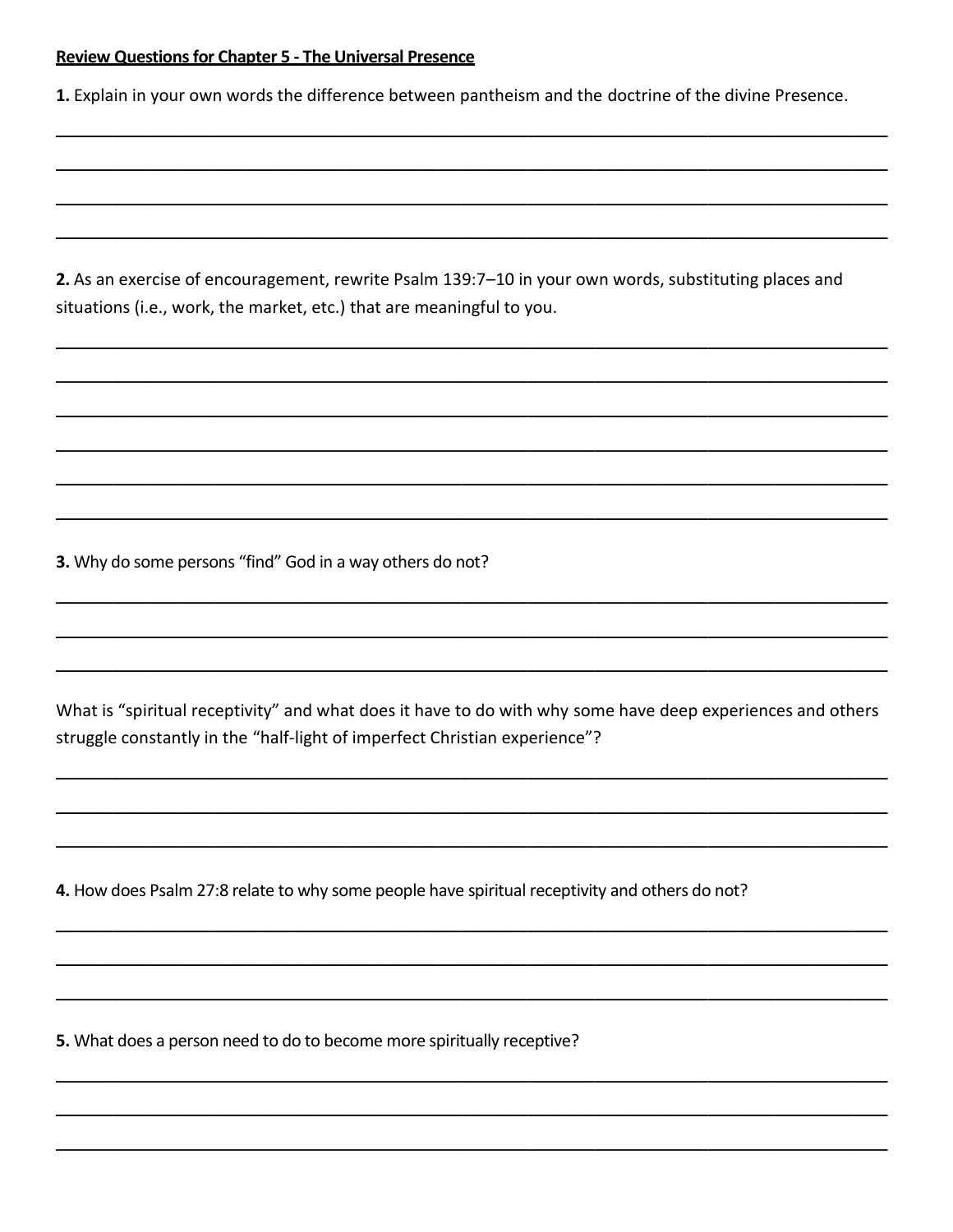**Review Questions for Chapter 5 - The Universal Presence**

**1.** Explain in your own words the difference between pantheism and the doctrine of the divine Presence.

______________________________________________________________________________

______________________________________________________________________________

______________________________________________________________________________

______________________________________________________________________________

**2.** As an exercise of encouragement, rewrite Psalm 139:7–10 in your own words, substituting places and situations (i.e., work, the market, etc.) that are meaningful to you.

______________________________________________________________________________

______________________________________________________________________________

______________________________________________________________________________

______________________________________________________________________________

______________________________________________________________________________

______________________________________________________________________________

**3.** Why do some persons "find" God in a way others do not?

______________________________________________________________________________

______________________________________________________________________________

______________________________________________________________________________

What is "spiritual receptivity" and what does it have to do with why some have deep experiences and others struggle constantly in the "half-light of imperfect Christian experience"?

______________________________________________________________________________

______________________________________________________________________________

______________________________________________________________________________

**4.** How does Psalm 27:8 relate to why some people have spiritual receptivity and others do not?

______________________________________________________________________________

______________________________________________________________________________

______________________________________________________________________________

**5.** What does a person need to do to become more spiritually receptive?

______________________________________________________________________________

______________________________________________________________________________

______________________________________________________________________________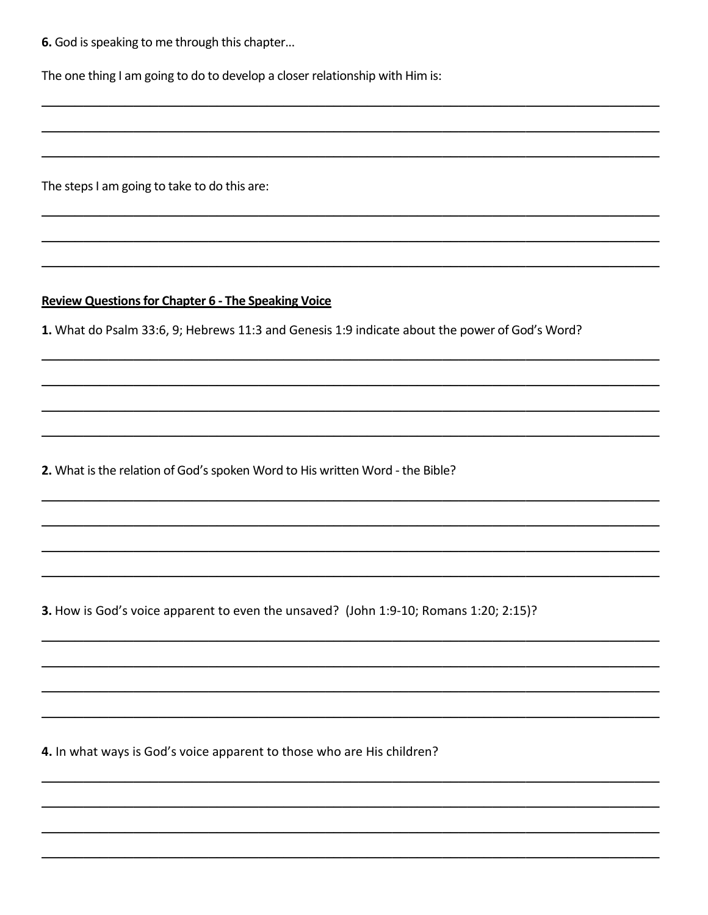**6.** God is speaking to me through this chapter…

The one thing I am going to do to develop a closer relationship with Him is:

______________________________________________________________________________

______________________________________________________________________________

______________________________________________________________________________

The steps I am going to take to do this are:

______________________________________________________________________________

______________________________________________________________________________

______________________________________________________________________________

**Review Questions for Chapter 6 - The Speaking Voice**

**1.** What do Psalm 33:6, 9; Hebrews 11:3 and Genesis 1:9 indicate about the power of God's Word?

______________________________________________________________________________

______________________________________________________________________________

______________________________________________________________________________

______________________________________________________________________________

**2.** What is the relation of God's spoken Word to His written Word - the Bible?

______________________________________________________________________________

______________________________________________________________________________

______________________________________________________________________________

______________________________________________________________________________

**3.** How is God's voice apparent to even the unsaved? (John 1:9-10; Romans 1:20; 2:15)?

______________________________________________________________________________

______________________________________________________________________________

______________________________________________________________________________

______________________________________________________________________________

**4.** In what ways is God's voice apparent to those who are His children?

______________________________________________________________________________

______________________________________________________________________________

______________________________________________________________________________

______________________________________________________________________________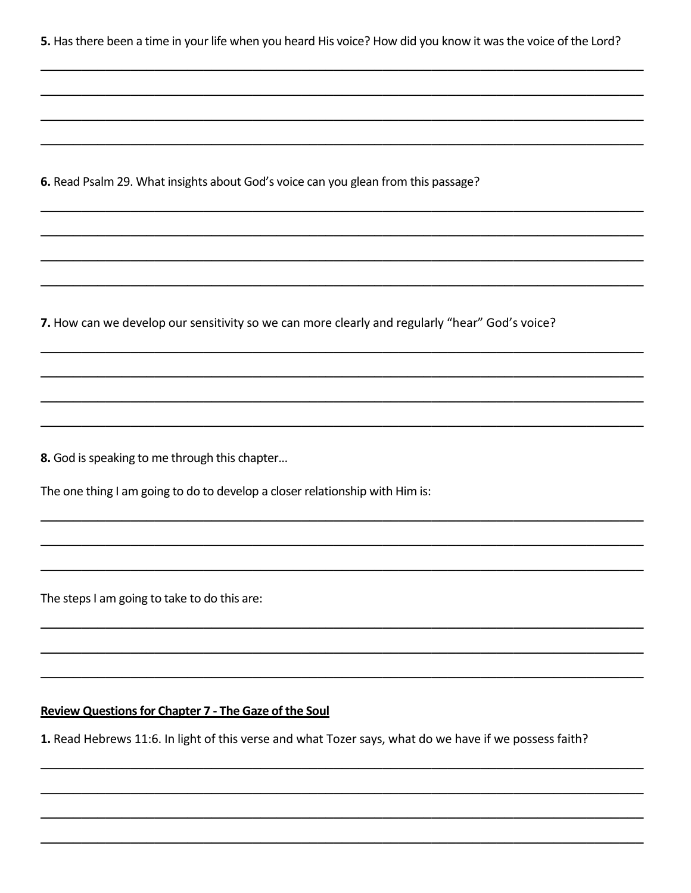**5.** Has there been a time in your life when you heard His voice? How did you know it was the voice of the Lord?

______________________________________________________________________________________

______________________________________________________________________________________

______________________________________________________________________________________

______________________________________________________________________________________

**6.** Read Psalm 29. What insights about God's voice can you glean from this passage?

______________________________________________________________________________________

______________________________________________________________________________________

______________________________________________________________________________________

______________________________________________________________________________________

**7.** How can we develop our sensitivity so we can more clearly and regularly "hear" God's voice?

______________________________________________________________________________________

______________________________________________________________________________________

______________________________________________________________________________________

______________________________________________________________________________________

**8.** God is speaking to me through this chapter…

The one thing I am going to do to develop a closer relationship with Him is:

______________________________________________________________________________________

______________________________________________________________________________________

______________________________________________________________________________________

The steps I am going to take to do this are:

______________________________________________________________________________________

______________________________________________________________________________________

______________________________________________________________________________________

**<u>Review Questions for Chapter 7 - The Gaze of the Soul</u>**

**1.** Read Hebrews 11:6. In light of this verse and what Tozer says, what do we have if we possess faith?

______________________________________________________________________________________

______________________________________________________________________________________

______________________________________________________________________________________

______________________________________________________________________________________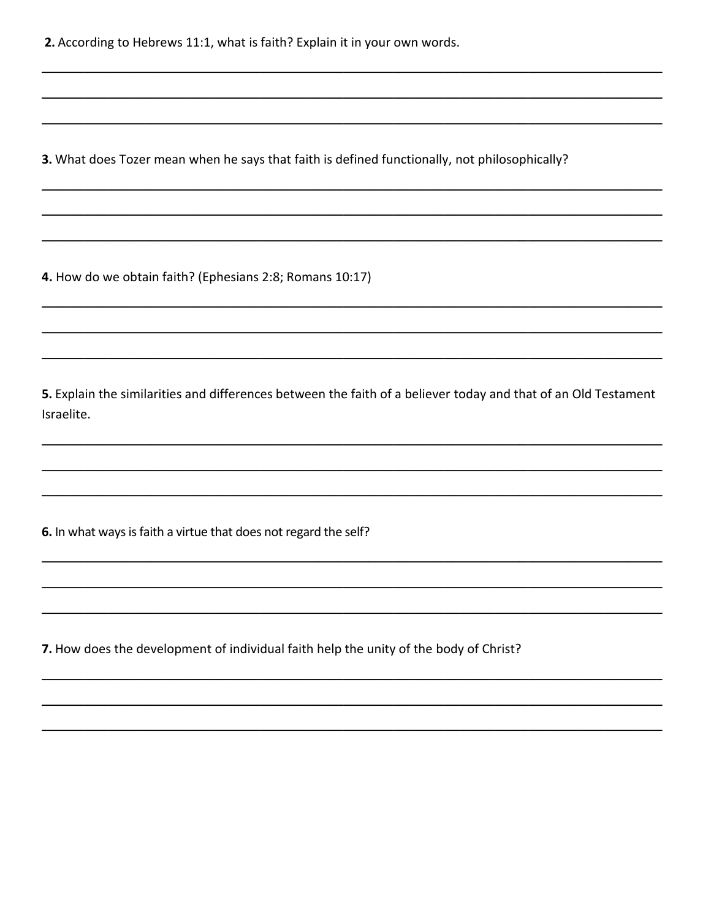**2.** According to Hebrews 11:1, what is faith? Explain it in your own words.

______________________________________________________________________________

______________________________________________________________________________

______________________________________________________________________________

**3.** What does Tozer mean when he says that faith is defined functionally, not philosophically?

______________________________________________________________________________

______________________________________________________________________________

______________________________________________________________________________

**4.** How do we obtain faith? (Ephesians 2:8; Romans 10:17)

______________________________________________________________________________

______________________________________________________________________________

______________________________________________________________________________

**5.** Explain the similarities and differences between the faith of a believer today and that of an Old Testament Israelite.

______________________________________________________________________________

______________________________________________________________________________

______________________________________________________________________________

**6.** In what ways is faith a virtue that does not regard the self?

______________________________________________________________________________

______________________________________________________________________________

______________________________________________________________________________

**7.** How does the development of individual faith help the unity of the body of Christ?

______________________________________________________________________________

______________________________________________________________________________

______________________________________________________________________________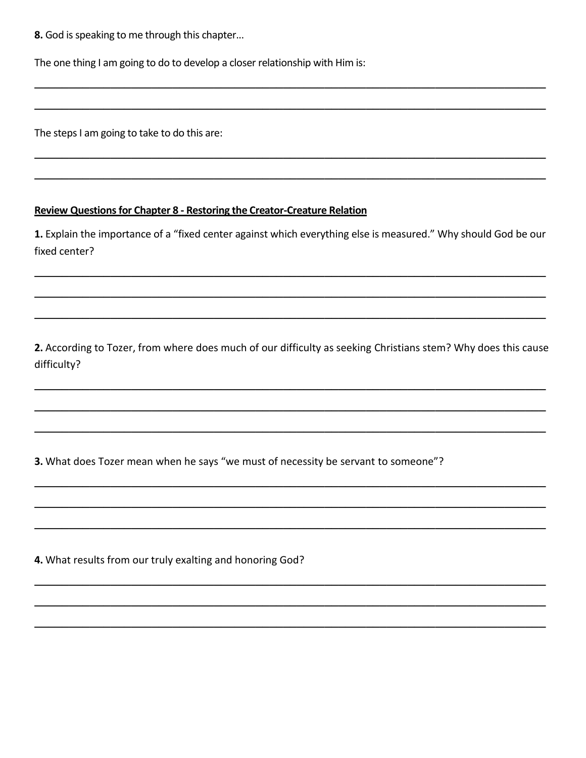**8.** God is speaking to me through this chapter…

The one thing I am going to do to develop a closer relationship with Him is:

______________________________________________________________________________

______________________________________________________________________________

The steps I am going to take to do this are:

______________________________________________________________________________

______________________________________________________________________________

**Review Questions for Chapter 8 - Restoring the Creator-Creature Relation**

**1.** Explain the importance of a "fixed center against which everything else is measured." Why should God be our fixed center?

______________________________________________________________________________

______________________________________________________________________________

______________________________________________________________________________

**2.** According to Tozer, from where does much of our difficulty as seeking Christians stem? Why does this cause difficulty?

______________________________________________________________________________

______________________________________________________________________________

______________________________________________________________________________

**3.** What does Tozer mean when he says "we must of necessity be servant to someone"?

______________________________________________________________________________

______________________________________________________________________________

______________________________________________________________________________

**4.** What results from our truly exalting and honoring God?

______________________________________________________________________________

______________________________________________________________________________

______________________________________________________________________________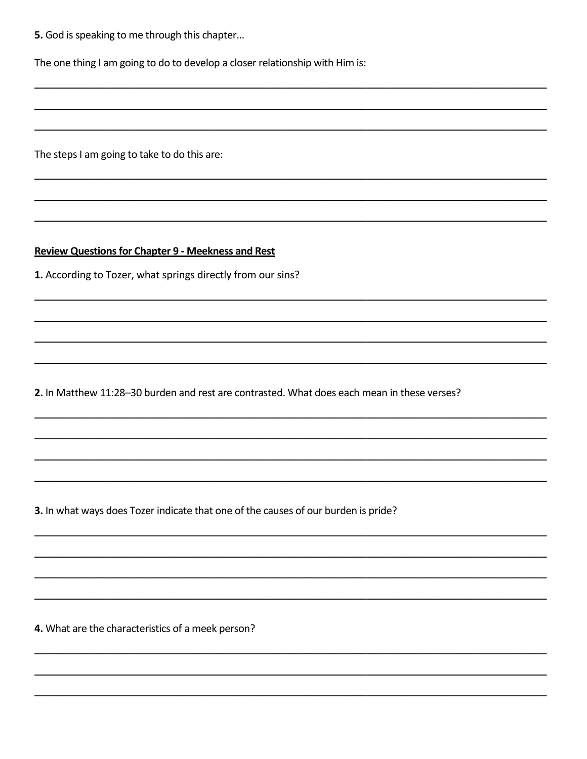**5.** God is speaking to me through this chapter...

The one thing I am going to do to develop a closer relationship with Him is:

______________________________________________________________________________

______________________________________________________________________________

______________________________________________________________________________

The steps I am going to take to do this are:

______________________________________________________________________________

______________________________________________________________________________

______________________________________________________________________________

**Review Questions for Chapter 9 - Meekness and Rest**

**1.** According to Tozer, what springs directly from our sins?

______________________________________________________________________________

______________________________________________________________________________

______________________________________________________________________________

______________________________________________________________________________

**2.** In Matthew 11:28–30 burden and rest are contrasted. What does each mean in these verses?

______________________________________________________________________________

______________________________________________________________________________

______________________________________________________________________________

______________________________________________________________________________

**3.** In what ways does Tozer indicate that one of the causes of our burden is pride?

______________________________________________________________________________

______________________________________________________________________________

______________________________________________________________________________

______________________________________________________________________________

**4.** What are the characteristics of a meek person?

______________________________________________________________________________

______________________________________________________________________________

______________________________________________________________________________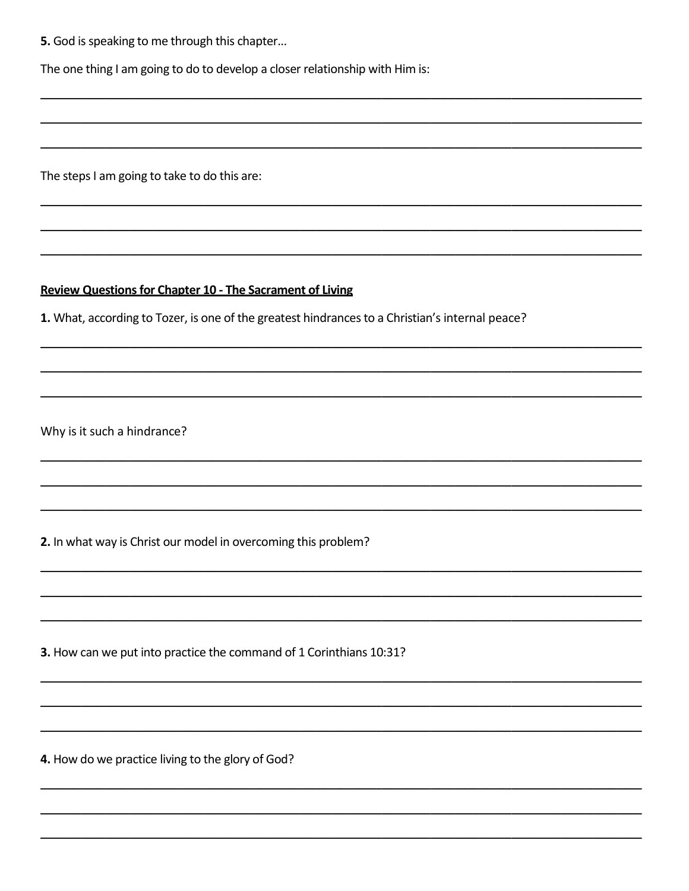**5.** God is speaking to me through this chapter...

The one thing I am going to do to develop a closer relationship with Him is:

___

___

___

The steps I am going to take to do this are:

___

___

___

**Review Questions for Chapter 10 - The Sacrament of Living**

**1.** What, according to Tozer, is one of the greatest hindrances to a Christian's internal peace?

___

___

___

Why is it such a hindrance?

___

___

___

**2.** In what way is Christ our model in overcoming this problem?

___

___

___

**3.** How can we put into practice the command of 1 Corinthians 10:31?

___

___

___

**4.** How do we practice living to the glory of God?

___

___

___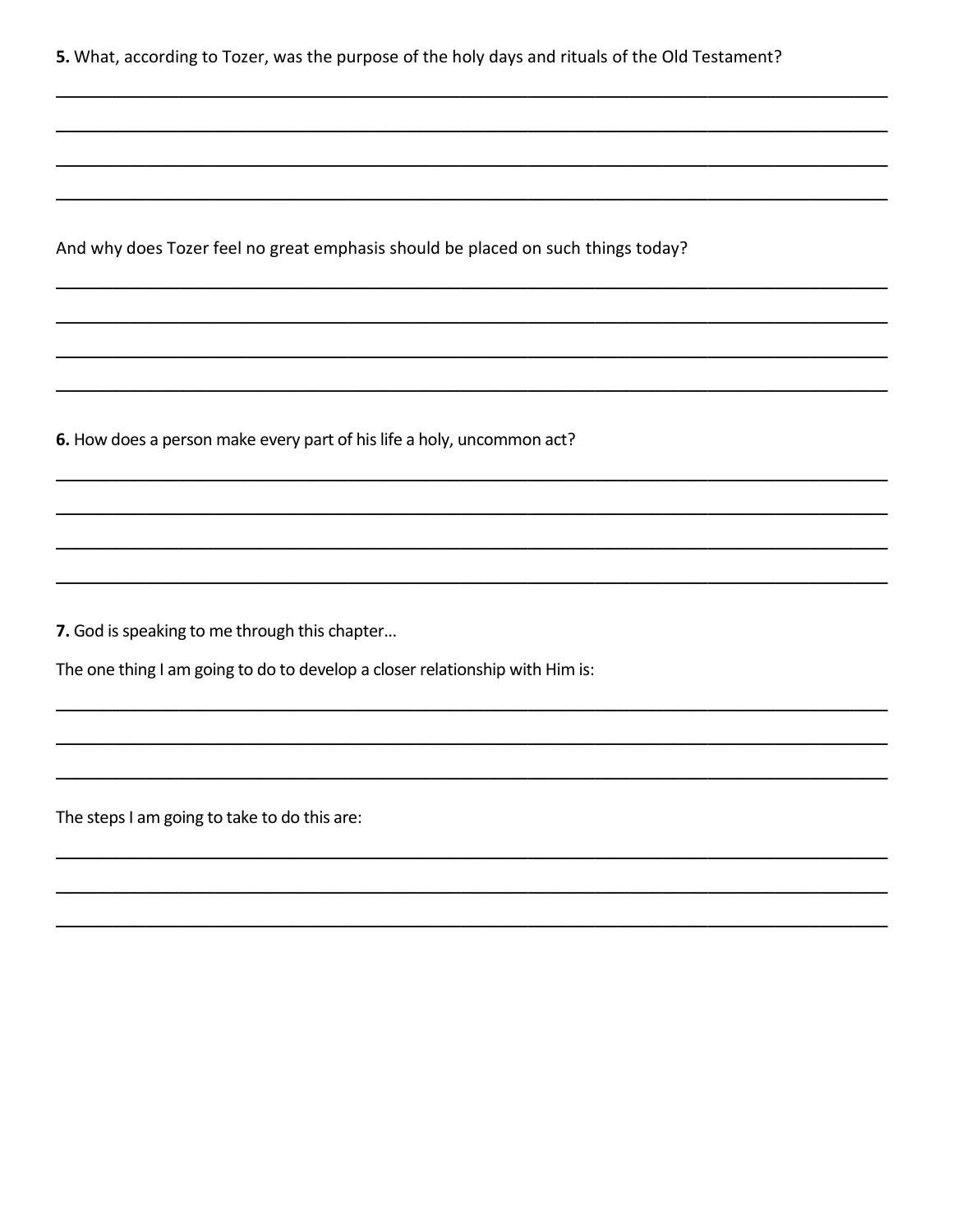**5.** What, according to Tozer, was the purpose of the holy days and rituals of the Old Testament?

\_\_\_\_\_\_\_\_\_\_\_\_\_\_\_\_\_\_\_\_\_\_\_\_\_\_\_\_\_\_\_\_\_\_\_\_\_\_\_\_\_\_\_\_\_\_\_\_\_\_\_\_\_\_\_\_\_\_\_\_\_\_\_\_\_\_\_\_\_\_\_\_\_\_\_\_\_\_

\_\_\_\_\_\_\_\_\_\_\_\_\_\_\_\_\_\_\_\_\_\_\_\_\_\_\_\_\_\_\_\_\_\_\_\_\_\_\_\_\_\_\_\_\_\_\_\_\_\_\_\_\_\_\_\_\_\_\_\_\_\_\_\_\_\_\_\_\_\_\_\_\_\_\_\_\_\_

\_\_\_\_\_\_\_\_\_\_\_\_\_\_\_\_\_\_\_\_\_\_\_\_\_\_\_\_\_\_\_\_\_\_\_\_\_\_\_\_\_\_\_\_\_\_\_\_\_\_\_\_\_\_\_\_\_\_\_\_\_\_\_\_\_\_\_\_\_\_\_\_\_\_\_\_\_\_

\_\_\_\_\_\_\_\_\_\_\_\_\_\_\_\_\_\_\_\_\_\_\_\_\_\_\_\_\_\_\_\_\_\_\_\_\_\_\_\_\_\_\_\_\_\_\_\_\_\_\_\_\_\_\_\_\_\_\_\_\_\_\_\_\_\_\_\_\_\_\_\_\_\_\_\_\_\_

And why does Tozer feel no great emphasis should be placed on such things today?

\_\_\_\_\_\_\_\_\_\_\_\_\_\_\_\_\_\_\_\_\_\_\_\_\_\_\_\_\_\_\_\_\_\_\_\_\_\_\_\_\_\_\_\_\_\_\_\_\_\_\_\_\_\_\_\_\_\_\_\_\_\_\_\_\_\_\_\_\_\_\_\_\_\_\_\_\_\_

\_\_\_\_\_\_\_\_\_\_\_\_\_\_\_\_\_\_\_\_\_\_\_\_\_\_\_\_\_\_\_\_\_\_\_\_\_\_\_\_\_\_\_\_\_\_\_\_\_\_\_\_\_\_\_\_\_\_\_\_\_\_\_\_\_\_\_\_\_\_\_\_\_\_\_\_\_\_

\_\_\_\_\_\_\_\_\_\_\_\_\_\_\_\_\_\_\_\_\_\_\_\_\_\_\_\_\_\_\_\_\_\_\_\_\_\_\_\_\_\_\_\_\_\_\_\_\_\_\_\_\_\_\_\_\_\_\_\_\_\_\_\_\_\_\_\_\_\_\_\_\_\_\_\_\_\_

\_\_\_\_\_\_\_\_\_\_\_\_\_\_\_\_\_\_\_\_\_\_\_\_\_\_\_\_\_\_\_\_\_\_\_\_\_\_\_\_\_\_\_\_\_\_\_\_\_\_\_\_\_\_\_\_\_\_\_\_\_\_\_\_\_\_\_\_\_\_\_\_\_\_\_\_\_\_

**6.** How does a person make every part of his life a holy, uncommon act?

\_\_\_\_\_\_\_\_\_\_\_\_\_\_\_\_\_\_\_\_\_\_\_\_\_\_\_\_\_\_\_\_\_\_\_\_\_\_\_\_\_\_\_\_\_\_\_\_\_\_\_\_\_\_\_\_\_\_\_\_\_\_\_\_\_\_\_\_\_\_\_\_\_\_\_\_\_\_

\_\_\_\_\_\_\_\_\_\_\_\_\_\_\_\_\_\_\_\_\_\_\_\_\_\_\_\_\_\_\_\_\_\_\_\_\_\_\_\_\_\_\_\_\_\_\_\_\_\_\_\_\_\_\_\_\_\_\_\_\_\_\_\_\_\_\_\_\_\_\_\_\_\_\_\_\_\_

\_\_\_\_\_\_\_\_\_\_\_\_\_\_\_\_\_\_\_\_\_\_\_\_\_\_\_\_\_\_\_\_\_\_\_\_\_\_\_\_\_\_\_\_\_\_\_\_\_\_\_\_\_\_\_\_\_\_\_\_\_\_\_\_\_\_\_\_\_\_\_\_\_\_\_\_\_\_

\_\_\_\_\_\_\_\_\_\_\_\_\_\_\_\_\_\_\_\_\_\_\_\_\_\_\_\_\_\_\_\_\_\_\_\_\_\_\_\_\_\_\_\_\_\_\_\_\_\_\_\_\_\_\_\_\_\_\_\_\_\_\_\_\_\_\_\_\_\_\_\_\_\_\_\_\_\_

**7.** God is speaking to me through this chapter…

The one thing I am going to do to develop a closer relationship with Him is:

\_\_\_\_\_\_\_\_\_\_\_\_\_\_\_\_\_\_\_\_\_\_\_\_\_\_\_\_\_\_\_\_\_\_\_\_\_\_\_\_\_\_\_\_\_\_\_\_\_\_\_\_\_\_\_\_\_\_\_\_\_\_\_\_\_\_\_\_\_\_\_\_\_\_\_\_\_\_

\_\_\_\_\_\_\_\_\_\_\_\_\_\_\_\_\_\_\_\_\_\_\_\_\_\_\_\_\_\_\_\_\_\_\_\_\_\_\_\_\_\_\_\_\_\_\_\_\_\_\_\_\_\_\_\_\_\_\_\_\_\_\_\_\_\_\_\_\_\_\_\_\_\_\_\_\_\_

\_\_\_\_\_\_\_\_\_\_\_\_\_\_\_\_\_\_\_\_\_\_\_\_\_\_\_\_\_\_\_\_\_\_\_\_\_\_\_\_\_\_\_\_\_\_\_\_\_\_\_\_\_\_\_\_\_\_\_\_\_\_\_\_\_\_\_\_\_\_\_\_\_\_\_\_\_\_

The steps I am going to take to do this are:

\_\_\_\_\_\_\_\_\_\_\_\_\_\_\_\_\_\_\_\_\_\_\_\_\_\_\_\_\_\_\_\_\_\_\_\_\_\_\_\_\_\_\_\_\_\_\_\_\_\_\_\_\_\_\_\_\_\_\_\_\_\_\_\_\_\_\_\_\_\_\_\_\_\_\_\_\_\_

\_\_\_\_\_\_\_\_\_\_\_\_\_\_\_\_\_\_\_\_\_\_\_\_\_\_\_\_\_\_\_\_\_\_\_\_\_\_\_\_\_\_\_\_\_\_\_\_\_\_\_\_\_\_\_\_\_\_\_\_\_\_\_\_\_\_\_\_\_\_\_\_\_\_\_\_\_\_

\_\_\_\_\_\_\_\_\_\_\_\_\_\_\_\_\_\_\_\_\_\_\_\_\_\_\_\_\_\_\_\_\_\_\_\_\_\_\_\_\_\_\_\_\_\_\_\_\_\_\_\_\_\_\_\_\_\_\_\_\_\_\_\_\_\_\_\_\_\_\_\_\_\_\_\_\_\_